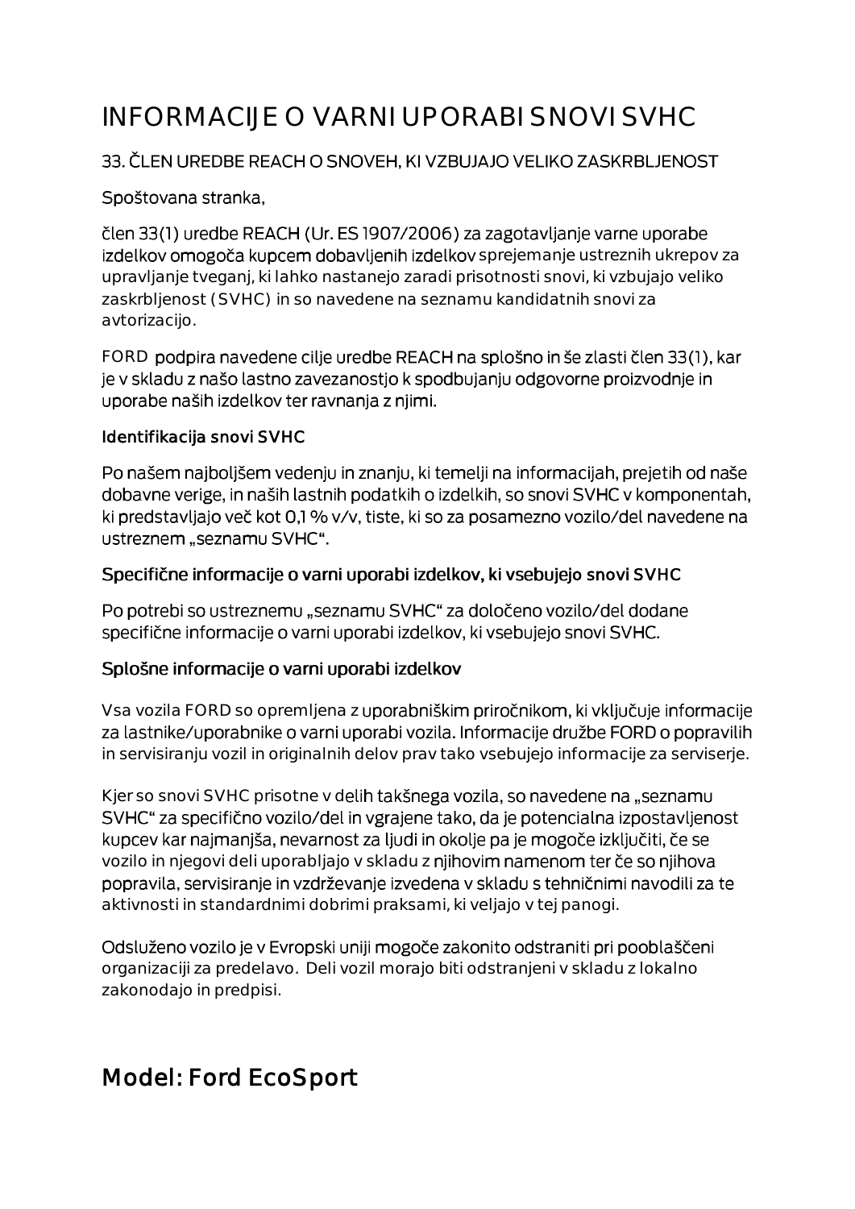# INFORMACIJE O VARNI UPORABI SNOVI SVHC

33. ČLEN UREDBE REACH O SNOVEH, KI VZBUJAJO VELIKO ZASKRBLJENOST

Spoštovana stranka,

člen 33(1) uredbe REACH (Ur. ES 1907/2006) za zagotavljanje varne uporabe izdelkov omogoča kupcem dobavljenih izdelkov sprejemanje ustreznih ukrepov za upravljanje tveganj, ki lahko nastanejo zaradi prisotnosti snovi, ki vzbujajo veliko zaskrbljenost (SVHC) in so navedene na seznamu kandidatnih snovi za avtorizacijo.

FORD podpira navedene cilje uredbe REACH na splošno in še zlasti člen 33(1), kar je v skladu z našo lastno zavezanostjo k spodbujanju odgovorne proizvodnje in uporabe naših izdelkov ter ravnanja z njimi.

### Identifikacija snovi SVHC

Po našem najboljšem vedenju in znanju, ki temelji na informacijah, prejetih od naše dobavne verige, in naših lastnih podatkih o izdelkih, so snovi SVHC v komponentah, ki predstavljajo več kot 0,1 % v/v, tiste, ki so za posamezno vozilo/del navedene na ustreznem „seznamu SVHC".

### Specifične informacije o varni uporabi izdelkov, ki vsebujejo snovi SVHC

Po potrebi so ustreznemu „seznamu SVHC" za določeno vozilo/del dodane specifične informacije o varni uporabi izdelkov, ki vsebujejo snovi SVHC.

### Splošne informacije o varni uporabi izdelkov

Vsa vozila FORD so opremljena z uporabniškim priročnikom, ki vključuje informacije za lastnike/uporabnike o varni uporabi vozila. Informacije družbe FORD o popravilih in servisiranju vozil in originalnih delov prav tako vsebujejo informacije za serviserje.

Kjer so snovi SVHC prisotne v delih takšnega vozila, so navedene na „seznamu SVHC" za specifično vozilo/del in vgrajene tako, da je potencialna izpostavljenost kupcev kar najmanjša, nevarnost za ljudi in okolje pa je mogoče izključiti, če se vozilo in njegovi deli uporabljajo v skladu z njihovim namenom ter če so njihova popravila, servisiranje in vzdrževanje izvedena v skladu s tehničnimi navodili za te aktivnosti in standardnimi dobrimi praksami, ki veljajo v tej panogi.

Odsluženo vozilo je v Evropski uniji mogoče zakonito odstraniti pri pooblaščeni organizaciji za predelavo. Deli vozil morajo biti odstranjeni v skladu z lokalno zakonodajo in predpisi.

## Model: Ford EcoSport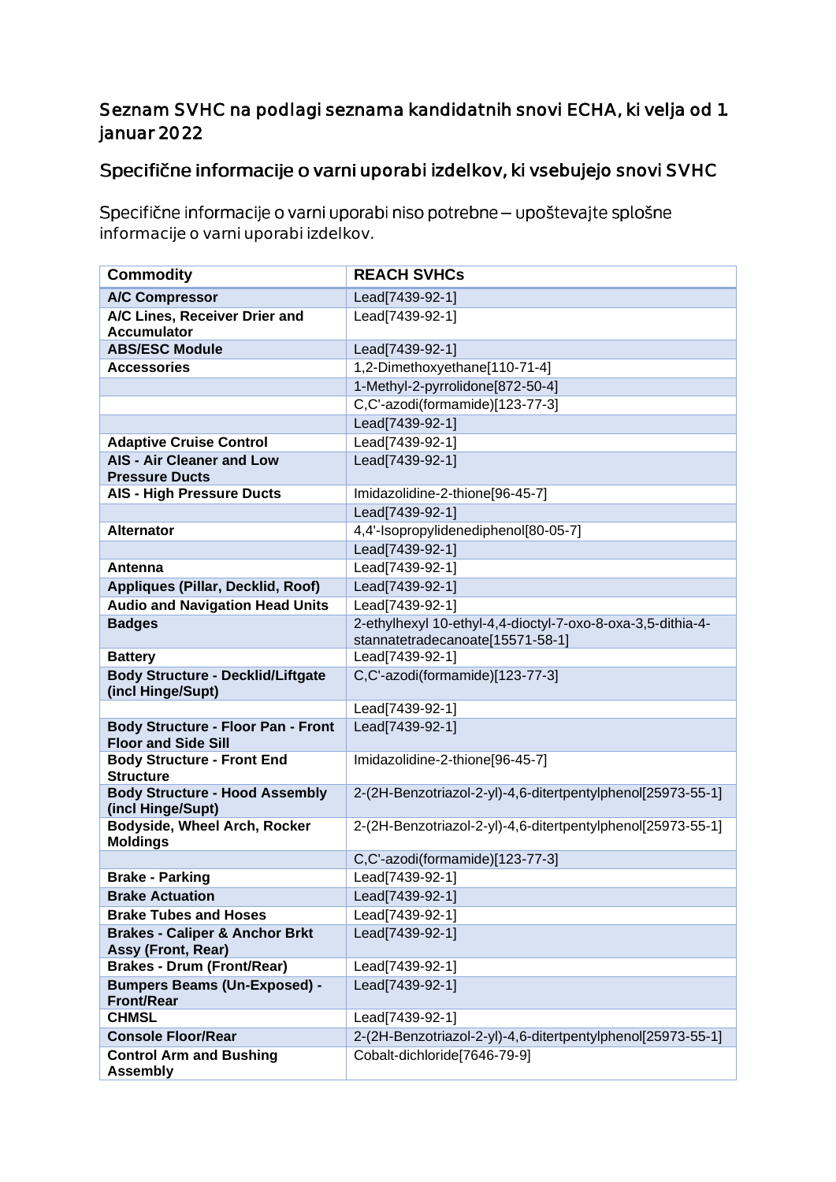## Seznam SVHC na podlagi seznama kandidatnih snovi ECHA, ki velja od 1. januar 2022

## Specifične informacije o varni uporabi izdelkov, ki vsebujejo snovi SVHC

Specifične informacije o varni uporabi niso potrebne – upoštevajte splošne informacije o varni uporabi izdelkov.

| Commodity | REACH SVHCs |
| --- | --- |
| **A/C Compressor** | Lead[7439-92-1] |
| **A/C Lines, Receiver Drier and Accumulator** | Lead[7439-92-1] |
| **ABS/ESC Module** | Lead[7439-92-1] |
| **Accessories** | 1,2-Dimethoxyethane[110-71-4] |
| | 1-Methyl-2-pyrrolidone[872-50-4] |
| | C,C'-azodi(formamide)[123-77-3] |
| | Lead[7439-92-1] |
| **Adaptive Cruise Control** | Lead[7439-92-1] |
| **AIS - Air Cleaner and Low Pressure Ducts** | Lead[7439-92-1] |
| **AIS - High Pressure Ducts** | Imidazolidine-2-thione[96-45-7] |
| | Lead[7439-92-1] |
| **Alternator** | 4,4'-Isopropylidenediphenol[80-05-7] |
| | Lead[7439-92-1] |
| **Antenna** | Lead[7439-92-1] |
| **Appliques (Pillar, Decklid, Roof)** | Lead[7439-92-1] |
| **Audio and Navigation Head Units** | Lead[7439-92-1] |
| **Badges** | 2-ethylhexyl 10-ethyl-4,4-dioctyl-7-oxo-8-oxa-3,5-dithia-4-stannatetradecanoate[15571-58-1] |
| **Battery** | Lead[7439-92-1] |
| **Body Structure - Decklid/Liftgate (incl Hinge/Supt)** | C,C'-azodi(formamide)[123-77-3] |
| | Lead[7439-92-1] |
| **Body Structure - Floor Pan - Front Floor and Side Sill** | Lead[7439-92-1] |
| **Body Structure - Front End Structure** | Imidazolidine-2-thione[96-45-7] |
| **Body Structure - Hood Assembly (incl Hinge/Supt)** | 2-(2H-Benzotriazol-2-yl)-4,6-ditertpentylphenol[25973-55-1] |
| **Bodyside, Wheel Arch, Rocker Moldings** | 2-(2H-Benzotriazol-2-yl)-4,6-ditertpentylphenol[25973-55-1] |
| | C,C'-azodi(formamide)[123-77-3] |
| **Brake - Parking** | Lead[7439-92-1] |
| **Brake Actuation** | Lead[7439-92-1] |
| **Brake Tubes and Hoses** | Lead[7439-92-1] |
| **Brakes - Caliper & Anchor Brkt Assy (Front, Rear)** | Lead[7439-92-1] |
| **Brakes - Drum (Front/Rear)** | Lead[7439-92-1] |
| **Bumpers Beams (Un-Exposed) - Front/Rear** | Lead[7439-92-1] |
| **CHMSL** | Lead[7439-92-1] |
| **Console Floor/Rear** | 2-(2H-Benzotriazol-2-yl)-4,6-ditertpentylphenol[25973-55-1] |
| **Control Arm and Bushing Assembly** | Cobalt-dichloride[7646-79-9] |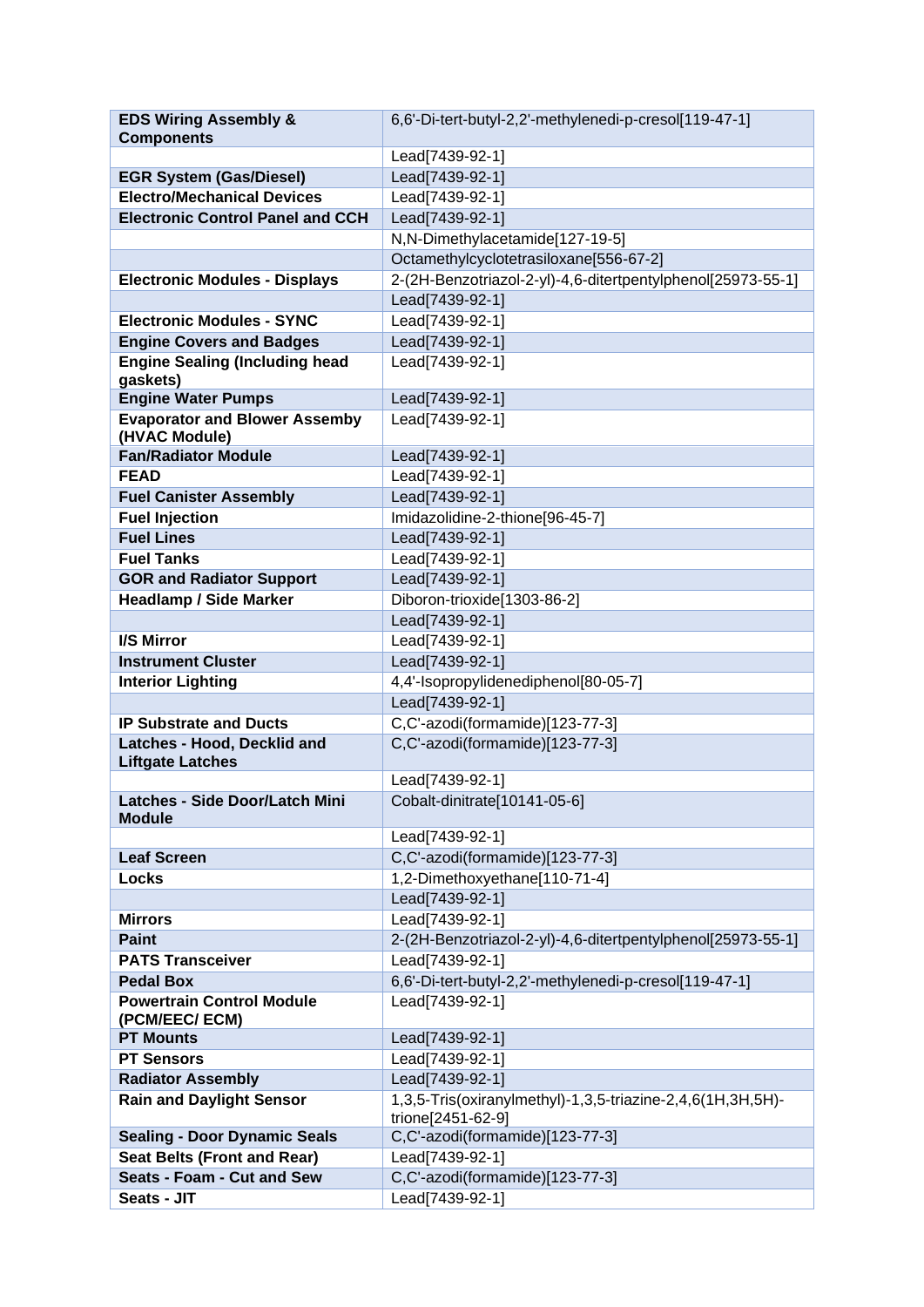| **EDS Wiring Assembly & Components** | 6,6'-Di-tert-butyl-2,2'-methylenedi-p-cresol[119-47-1] |
|---|---|
| | Lead[7439-92-1] |
| **EGR System (Gas/Diesel)** | Lead[7439-92-1] |
| **Electro/Mechanical Devices** | Lead[7439-92-1] |
| **Electronic Control Panel and CCH** | Lead[7439-92-1] |
| | N,N-Dimethylacetamide[127-19-5] |
| | Octamethylcyclotetrasiloxane[556-67-2] |
| **Electronic Modules - Displays** | 2-(2H-Benzotriazol-2-yl)-4,6-ditertpentylphenol[25973-55-1] |
| | Lead[7439-92-1] |
| **Electronic Modules - SYNC** | Lead[7439-92-1] |
| **Engine Covers and Badges** | Lead[7439-92-1] |
| **Engine Sealing (Including head gaskets)** | Lead[7439-92-1] |
| **Engine Water Pumps** | Lead[7439-92-1] |
| **Evaporator and Blower Assemby (HVAC Module)** | Lead[7439-92-1] |
| **Fan/Radiator Module** | Lead[7439-92-1] |
| **FEAD** | Lead[7439-92-1] |
| **Fuel Canister Assembly** | Lead[7439-92-1] |
| **Fuel Injection** | Imidazolidine-2-thione[96-45-7] |
| **Fuel Lines** | Lead[7439-92-1] |
| **Fuel Tanks** | Lead[7439-92-1] |
| **GOR and Radiator Support** | Lead[7439-92-1] |
| **Headlamp / Side Marker** | Diboron-trioxide[1303-86-2] |
| | Lead[7439-92-1] |
| **I/S Mirror** | Lead[7439-92-1] |
| **Instrument Cluster** | Lead[7439-92-1] |
| **Interior Lighting** | 4,4'-Isopropylidenediphenol[80-05-7] |
| | Lead[7439-92-1] |
| **IP Substrate and Ducts** | C,C'-azodi(formamide)[123-77-3] |
| **Latches - Hood, Decklid and Liftgate Latches** | C,C'-azodi(formamide)[123-77-3] |
| | Lead[7439-92-1] |
| **Latches - Side Door/Latch Mini Module** | Cobalt-dinitrate[10141-05-6] |
| | Lead[7439-92-1] |
| **Leaf Screen** | C,C'-azodi(formamide)[123-77-3] |
| **Locks** | 1,2-Dimethoxyethane[110-71-4] |
| | Lead[7439-92-1] |
| **Mirrors** | Lead[7439-92-1] |
| **Paint** | 2-(2H-Benzotriazol-2-yl)-4,6-ditertpentylphenol[25973-55-1] |
| **PATS Transceiver** | Lead[7439-92-1] |
| **Pedal Box** | 6,6'-Di-tert-butyl-2,2'-methylenedi-p-cresol[119-47-1] |
| **Powertrain Control Module (PCM/EEC/ ECM)** | Lead[7439-92-1] |
| **PT Mounts** | Lead[7439-92-1] |
| **PT Sensors** | Lead[7439-92-1] |
| **Radiator Assembly** | Lead[7439-92-1] |
| **Rain and Daylight Sensor** | 1,3,5-Tris(oxiranylmethyl)-1,3,5-triazine-2,4,6(1H,3H,5H)-trione[2451-62-9] |
| **Sealing - Door Dynamic Seals** | C,C'-azodi(formamide)[123-77-3] |
| **Seat Belts (Front and Rear)** | Lead[7439-92-1] |
| **Seats - Foam - Cut and Sew** | C,C'-azodi(formamide)[123-77-3] |
| **Seats - JIT** | Lead[7439-92-1] |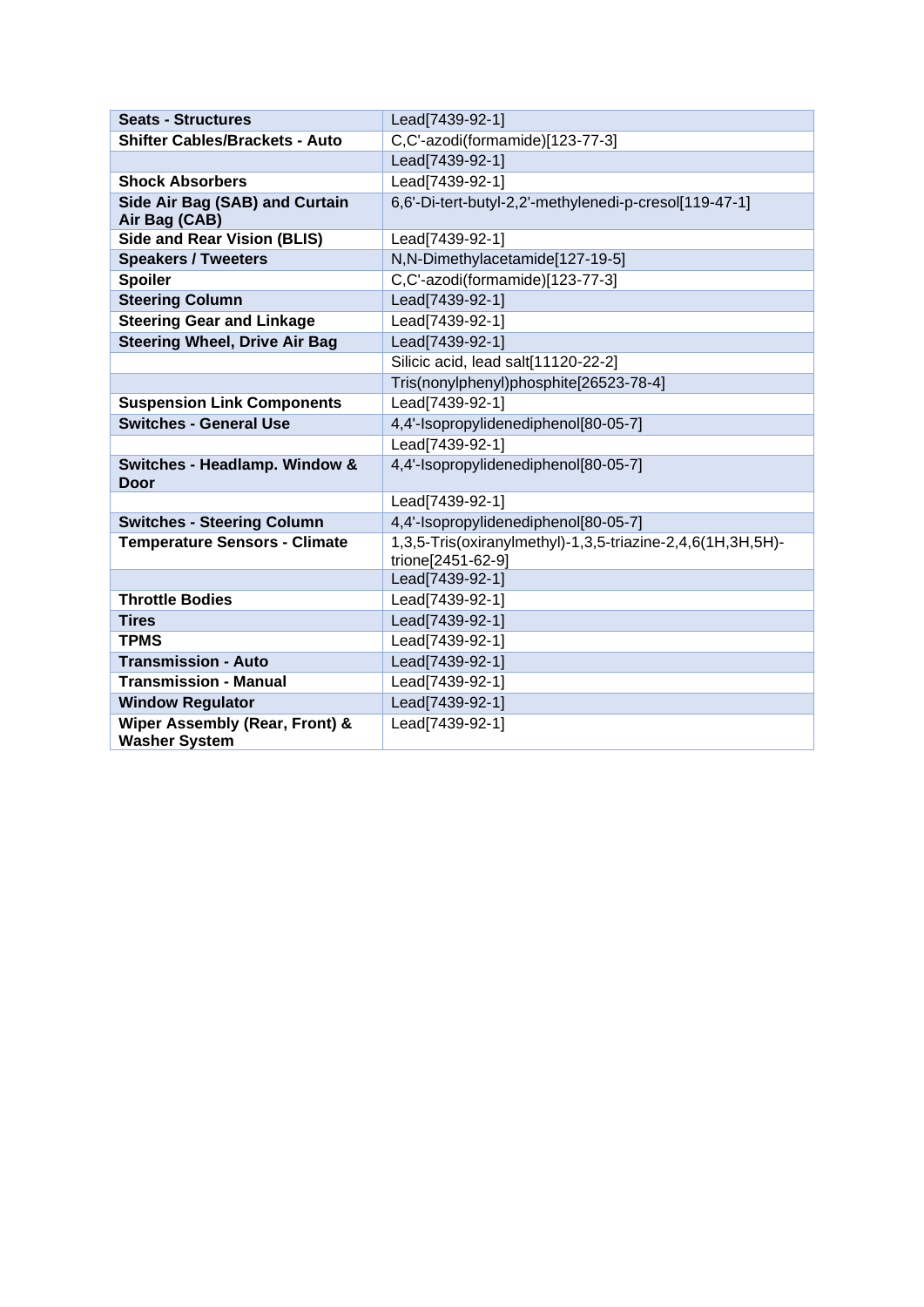| | |
|---|---|
| **Seats - Structures** | Lead[7439-92-1] |
| **Shifter Cables/Brackets - Auto** | C,C'-azodi(formamide)[123-77-3] |
| | Lead[7439-92-1] |
| **Shock Absorbers** | Lead[7439-92-1] |
| **Side Air Bag (SAB) and Curtain Air Bag (CAB)** | 6,6'-Di-tert-butyl-2,2'-methylenedi-p-cresol[119-47-1] |
| **Side and Rear Vision (BLIS)** | Lead[7439-92-1] |
| **Speakers / Tweeters** | N,N-Dimethylacetamide[127-19-5] |
| **Spoiler** | C,C'-azodi(formamide)[123-77-3] |
| **Steering Column** | Lead[7439-92-1] |
| **Steering Gear and Linkage** | Lead[7439-92-1] |
| **Steering Wheel, Drive Air Bag** | Lead[7439-92-1] |
| | Silicic acid, lead salt[11120-22-2] |
| | Tris(nonylphenyl)phosphite[26523-78-4] |
| **Suspension Link Components** | Lead[7439-92-1] |
| **Switches - General Use** | 4,4'-Isopropylidenediphenol[80-05-7] |
| | Lead[7439-92-1] |
| **Switches - Headlamp. Window & Door** | 4,4'-Isopropylidenediphenol[80-05-7] |
| | Lead[7439-92-1] |
| **Switches - Steering Column** | 4,4'-Isopropylidenediphenol[80-05-7] |
| **Temperature Sensors - Climate** | 1,3,5-Tris(oxiranylmethyl)-1,3,5-triazine-2,4,6(1H,3H,5H)-trione[2451-62-9] |
| | Lead[7439-92-1] |
| **Throttle Bodies** | Lead[7439-92-1] |
| **Tires** | Lead[7439-92-1] |
| **TPMS** | Lead[7439-92-1] |
| **Transmission - Auto** | Lead[7439-92-1] |
| **Transmission - Manual** | Lead[7439-92-1] |
| **Window Regulator** | Lead[7439-92-1] |
| **Wiper Assembly (Rear, Front) & Washer System** | Lead[7439-92-1] |